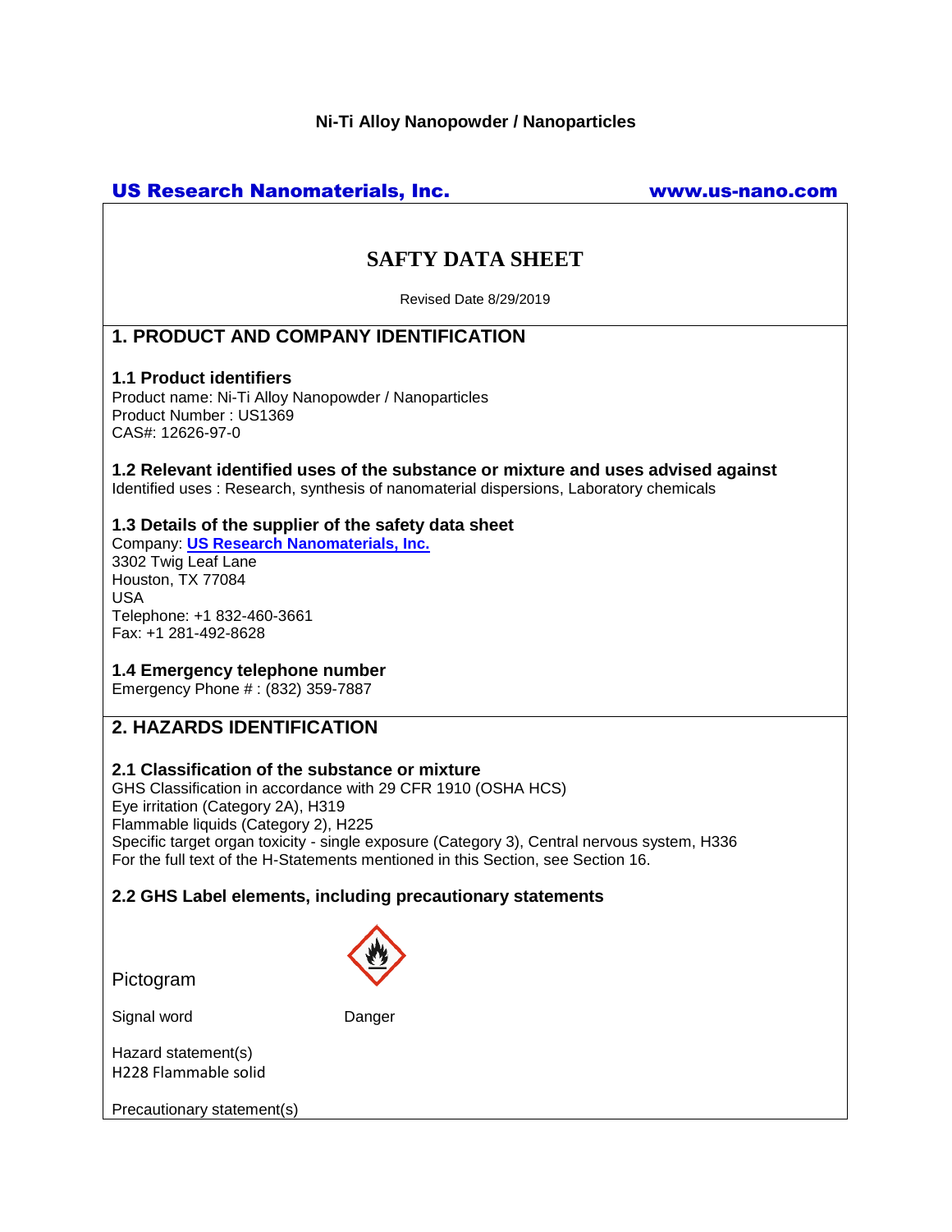**Ni-Ti Alloy Nanopowder / Nanoparticles**

**US Research Nanomaterials, Inc.** **www.us-nano.com**

# SAFTY DATA SHEET

Revised Date 8/29/2019

## 1. PRODUCT AND COMPANY IDENTIFICATION

### 1.1 Product identifiers

Product name: Ni-Ti Alloy Nanopowder / Nanoparticles
Product Number : US1369
CAS#: 12626-97-0

### 1.2 Relevant identified uses of the substance or mixture and uses advised against

Identified uses : Research, synthesis of nanomaterial dispersions, Laboratory chemicals

### 1.3 Details of the supplier of the safety data sheet

Company: **US Research Nanomaterials, Inc.**
3302 Twig Leaf Lane
Houston, TX 77084
USA
Telephone: +1 832-460-3661
Fax: +1 281-492-8628

### 1.4 Emergency telephone number

Emergency Phone # : (832) 359-7887

## 2. HAZARDS IDENTIFICATION

### 2.1 Classification of the substance or mixture

GHS Classification in accordance with 29 CFR 1910 (OSHA HCS)
Eye irritation (Category 2A), H319
Flammable liquids (Category 2), H225
Specific target organ toxicity - single exposure (Category 3), Central nervous system, H336
For the full text of the H-Statements mentioned in this Section, see Section 16.

### 2.2 GHS Label elements, including precautionary statements

Pictogram

Signal word Danger

Hazard statement(s)
H228 Flammable solid

Precautionary statement(s)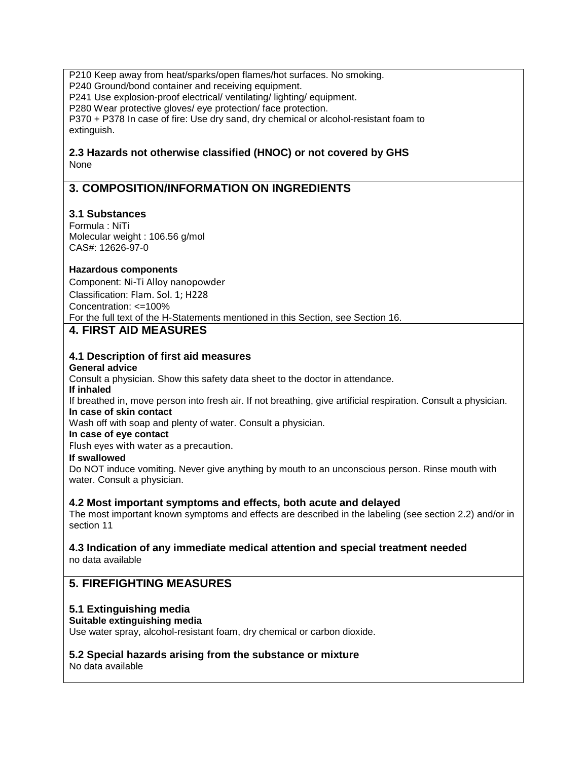P210 Keep away from heat/sparks/open flames/hot surfaces. No smoking.
P240 Ground/bond container and receiving equipment.
P241 Use explosion-proof electrical/ ventilating/ lighting/ equipment.
P280 Wear protective gloves/ eye protection/ face protection.
P370 + P378 In case of fire: Use dry sand, dry chemical or alcohol-resistant foam to extinguish.

### 2.3 Hazards not otherwise classified (HNOC) or not covered by GHS

None

## 3. COMPOSITION/INFORMATION ON INGREDIENTS

### 3.1 Substances

Formula : NiTi
Molecular weight : 106.56 g/mol
CAS#: 12626-97-0

**Hazardous components**

Component: Ni-Ti Alloy nanopowder
Classification: Flam. Sol. 1; H228
Concentration: <=100%
For the full text of the H-Statements mentioned in this Section, see Section 16.

## 4. FIRST AID MEASURES

### 4.1 Description of first aid measures

**General advice**
Consult a physician. Show this safety data sheet to the doctor in attendance.

**If inhaled**
If breathed in, move person into fresh air. If not breathing, give artificial respiration. Consult a physician.

**In case of skin contact**
Wash off with soap and plenty of water. Consult a physician.

**In case of eye contact**
Flush eyes with water as a precaution.

**If swallowed**
Do NOT induce vomiting. Never give anything by mouth to an unconscious person. Rinse mouth with water. Consult a physician.

### 4.2 Most important symptoms and effects, both acute and delayed

The most important known symptoms and effects are described in the labeling (see section 2.2) and/or in section 11

### 4.3 Indication of any immediate medical attention and special treatment needed

no data available

## 5. FIREFIGHTING MEASURES

### 5.1 Extinguishing media

**Suitable extinguishing media**
Use water spray, alcohol-resistant foam, dry chemical or carbon dioxide.

### 5.2 Special hazards arising from the substance or mixture

No data available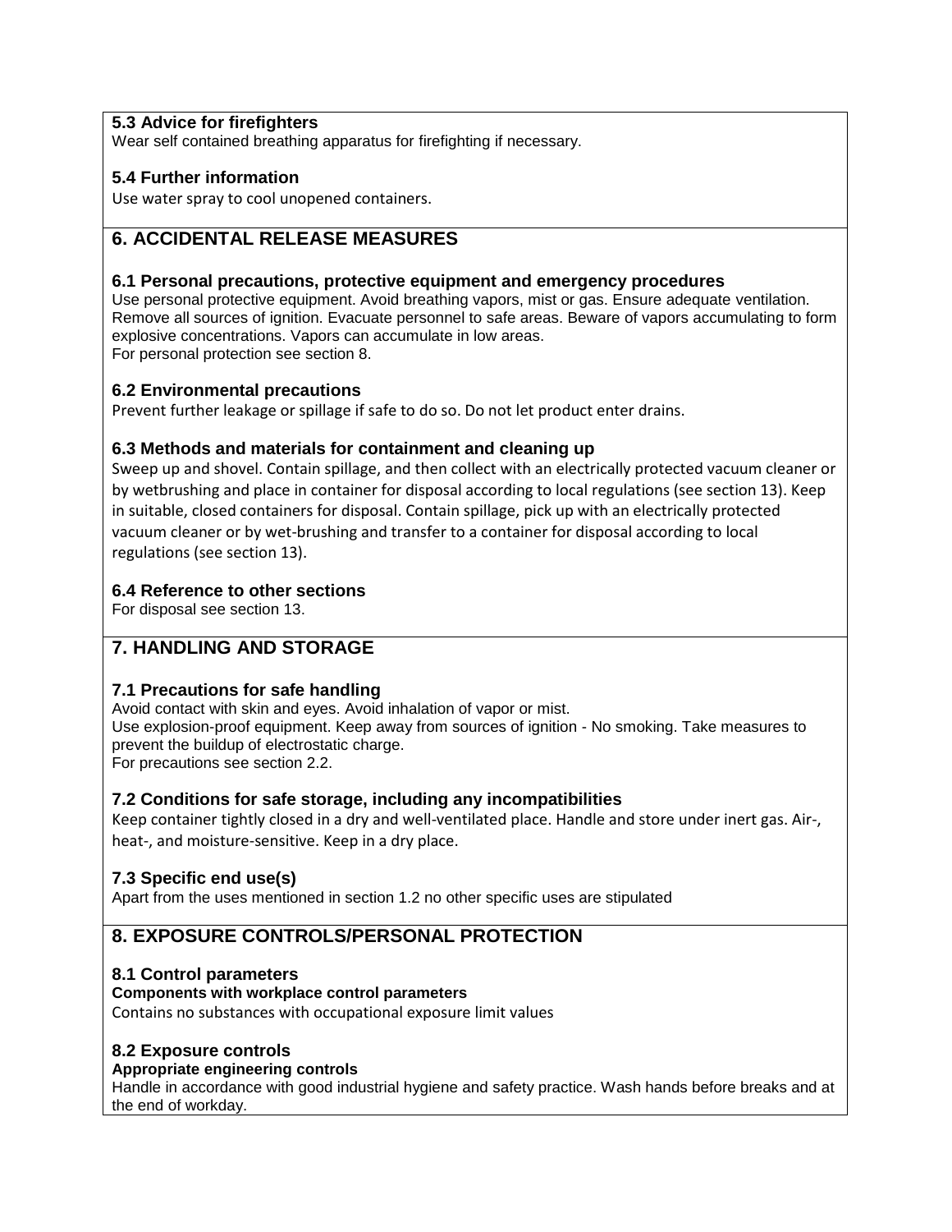### 5.3 Advice for firefighters

Wear self contained breathing apparatus for firefighting if necessary.

### 5.4 Further information

Use water spray to cool unopened containers.

## 6. ACCIDENTAL RELEASE MEASURES

### 6.1 Personal precautions, protective equipment and emergency procedures

Use personal protective equipment. Avoid breathing vapors, mist or gas. Ensure adequate ventilation. Remove all sources of ignition. Evacuate personnel to safe areas. Beware of vapors accumulating to form explosive concentrations. Vapors can accumulate in low areas.
For personal protection see section 8.

### 6.2 Environmental precautions

Prevent further leakage or spillage if safe to do so. Do not let product enter drains.

### 6.3 Methods and materials for containment and cleaning up

Sweep up and shovel. Contain spillage, and then collect with an electrically protected vacuum cleaner or by wetbrushing and place in container for disposal according to local regulations (see section 13). Keep in suitable, closed containers for disposal. Contain spillage, pick up with an electrically protected vacuum cleaner or by wet-brushing and transfer to a container for disposal according to local regulations (see section 13).

### 6.4 Reference to other sections

For disposal see section 13.

## 7. HANDLING AND STORAGE

### 7.1 Precautions for safe handling

Avoid contact with skin and eyes. Avoid inhalation of vapor or mist.
Use explosion-proof equipment. Keep away from sources of ignition - No smoking. Take measures to prevent the buildup of electrostatic charge.
For precautions see section 2.2.

### 7.2 Conditions for safe storage, including any incompatibilities

Keep container tightly closed in a dry and well-ventilated place. Handle and store under inert gas. Air-, heat-, and moisture-sensitive. Keep in a dry place.

### 7.3 Specific end use(s)

Apart from the uses mentioned in section 1.2 no other specific uses are stipulated

## 8. EXPOSURE CONTROLS/PERSONAL PROTECTION

### 8.1 Control parameters

**Components with workplace control parameters**

Contains no substances with occupational exposure limit values

### 8.2 Exposure controls

**Appropriate engineering controls**

Handle in accordance with good industrial hygiene and safety practice. Wash hands before breaks and at the end of workday.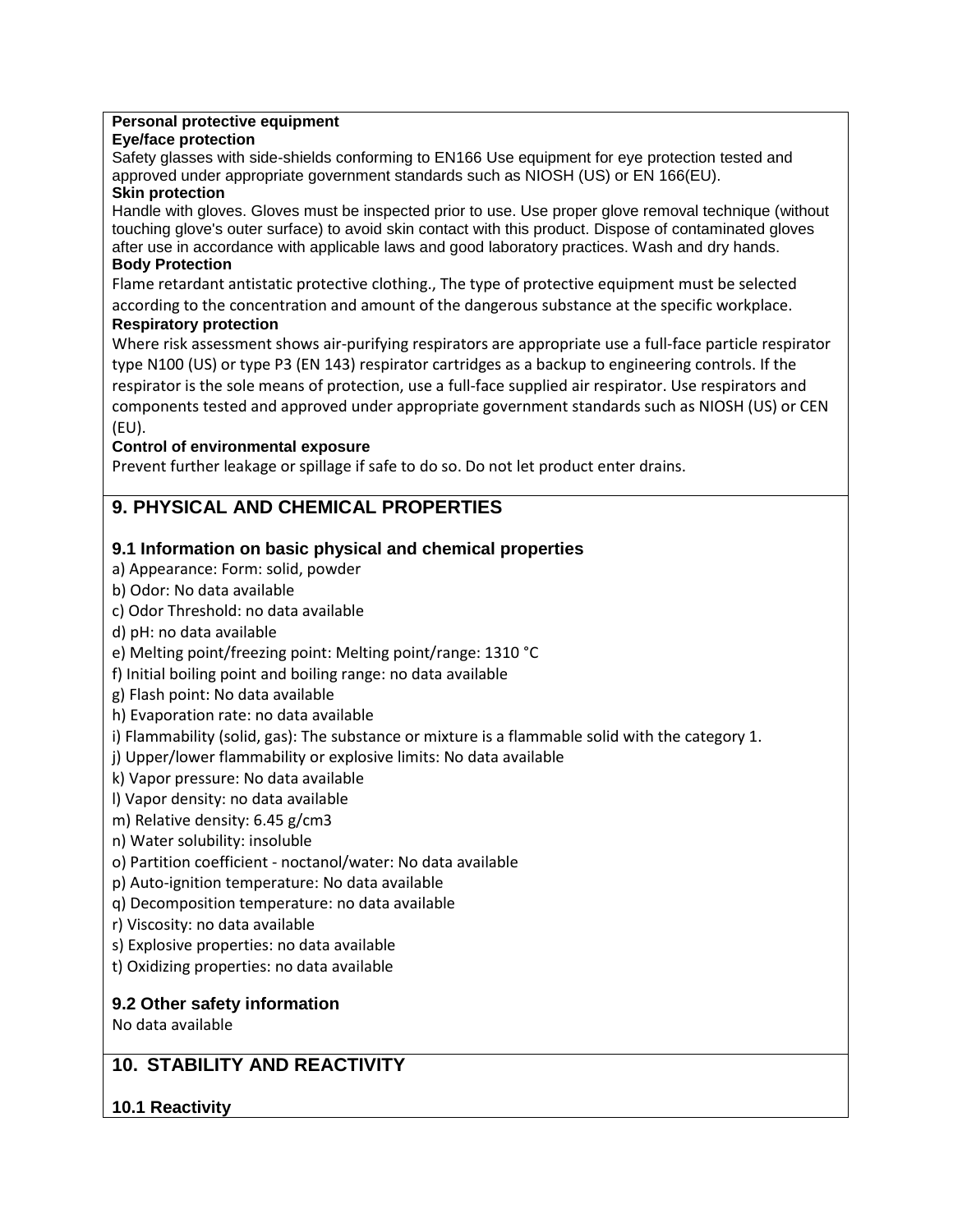**Personal protective equipment**

**Eye/face protection**

Safety glasses with side-shields conforming to EN166 Use equipment for eye protection tested and approved under appropriate government standards such as NIOSH (US) or EN 166(EU).

**Skin protection**

Handle with gloves. Gloves must be inspected prior to use. Use proper glove removal technique (without touching glove's outer surface) to avoid skin contact with this product. Dispose of contaminated gloves after use in accordance with applicable laws and good laboratory practices. Wash and dry hands.

**Body Protection**

Flame retardant antistatic protective clothing., The type of protective equipment must be selected according to the concentration and amount of the dangerous substance at the specific workplace.

**Respiratory protection**

Where risk assessment shows air-purifying respirators are appropriate use a full-face particle respirator type N100 (US) or type P3 (EN 143) respirator cartridges as a backup to engineering controls. If the respirator is the sole means of protection, use a full-face supplied air respirator. Use respirators and components tested and approved under appropriate government standards such as NIOSH (US) or CEN (EU).

**Control of environmental exposure**

Prevent further leakage or spillage if safe to do so. Do not let product enter drains.

## 9. PHYSICAL AND CHEMICAL PROPERTIES

### 9.1 Information on basic physical and chemical properties

a) Appearance: Form: solid, powder
b) Odor: No data available
c) Odor Threshold: no data available
d) pH: no data available
e) Melting point/freezing point: Melting point/range: 1310 °C
f) Initial boiling point and boiling range: no data available
g) Flash point: No data available
h) Evaporation rate: no data available
i) Flammability (solid, gas): The substance or mixture is a flammable solid with the category 1.
j) Upper/lower flammability or explosive limits: No data available
k) Vapor pressure: No data available
l) Vapor density: no data available
m) Relative density: 6.45 g/cm3
n) Water solubility: insoluble
o) Partition coefficient - noctanol/water: No data available
p) Auto-ignition temperature: No data available
q) Decomposition temperature: no data available
r) Viscosity: no data available
s) Explosive properties: no data available
t) Oxidizing properties: no data available

### 9.2 Other safety information

No data available

## 10. STABILITY AND REACTIVITY

### 10.1 Reactivity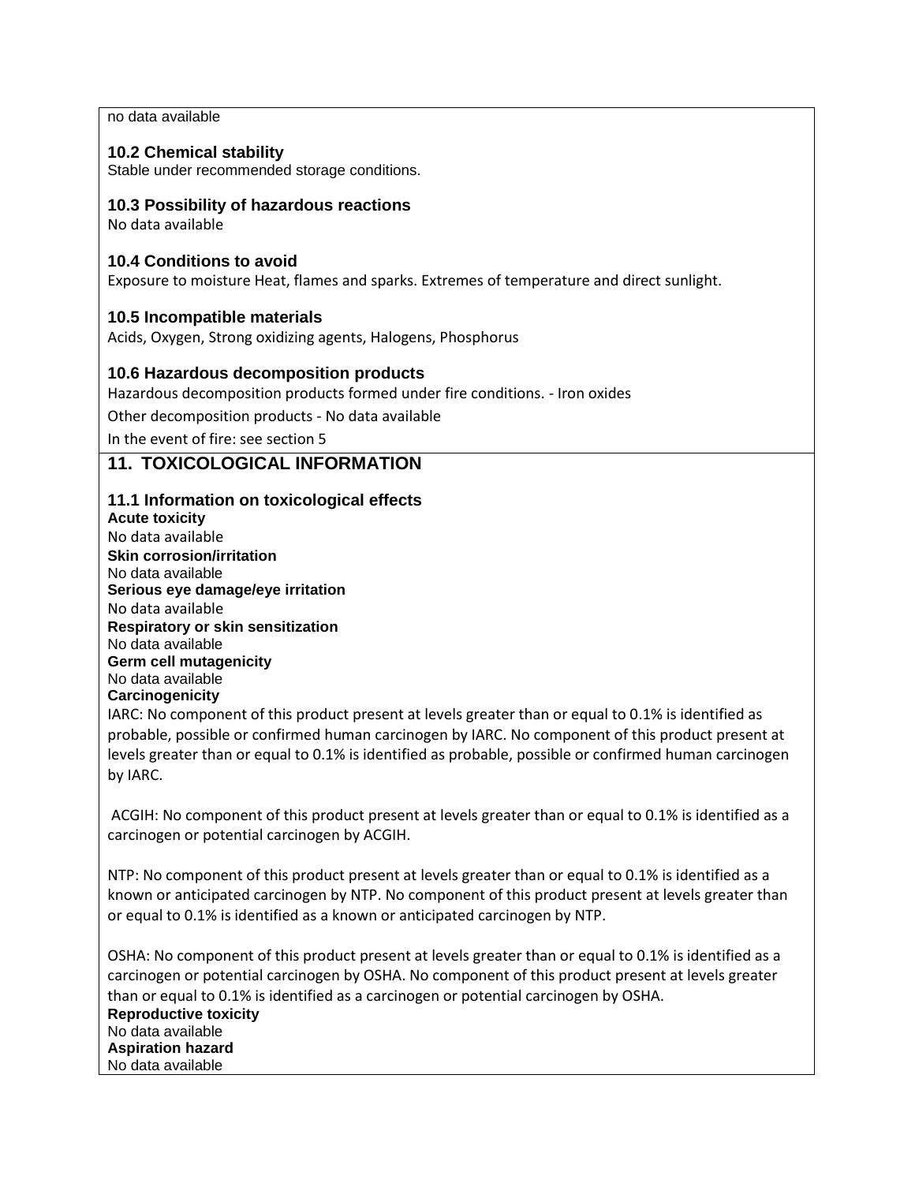no data available

### 10.2 Chemical stability

Stable under recommended storage conditions.

### 10.3 Possibility of hazardous reactions

No data available

### 10.4 Conditions to avoid

Exposure to moisture Heat, flames and sparks. Extremes of temperature and direct sunlight.

### 10.5 Incompatible materials

Acids, Oxygen, Strong oxidizing agents, Halogens, Phosphorus

### 10.6 Hazardous decomposition products

Hazardous decomposition products formed under fire conditions. - Iron oxides

Other decomposition products - No data available

In the event of fire: see section 5

## 11. TOXICOLOGICAL INFORMATION

### 11.1 Information on toxicological effects

**Acute toxicity**
No data available
**Skin corrosion/irritation**
No data available
**Serious eye damage/eye irritation**
No data available
**Respiratory or skin sensitization**
No data available
**Germ cell mutagenicity**
No data available
**Carcinogenicity**
IARC: No component of this product present at levels greater than or equal to 0.1% is identified as probable, possible or confirmed human carcinogen by IARC. No component of this product present at levels greater than or equal to 0.1% is identified as probable, possible or confirmed human carcinogen by IARC.

ACGIH: No component of this product present at levels greater than or equal to 0.1% is identified as a carcinogen or potential carcinogen by ACGIH.

NTP: No component of this product present at levels greater than or equal to 0.1% is identified as a known or anticipated carcinogen by NTP. No component of this product present at levels greater than or equal to 0.1% is identified as a known or anticipated carcinogen by NTP.

OSHA: No component of this product present at levels greater than or equal to 0.1% is identified as a carcinogen or potential carcinogen by OSHA. No component of this product present at levels greater than or equal to 0.1% is identified as a carcinogen or potential carcinogen by OSHA.
**Reproductive toxicity**
No data available
**Aspiration hazard**
No data available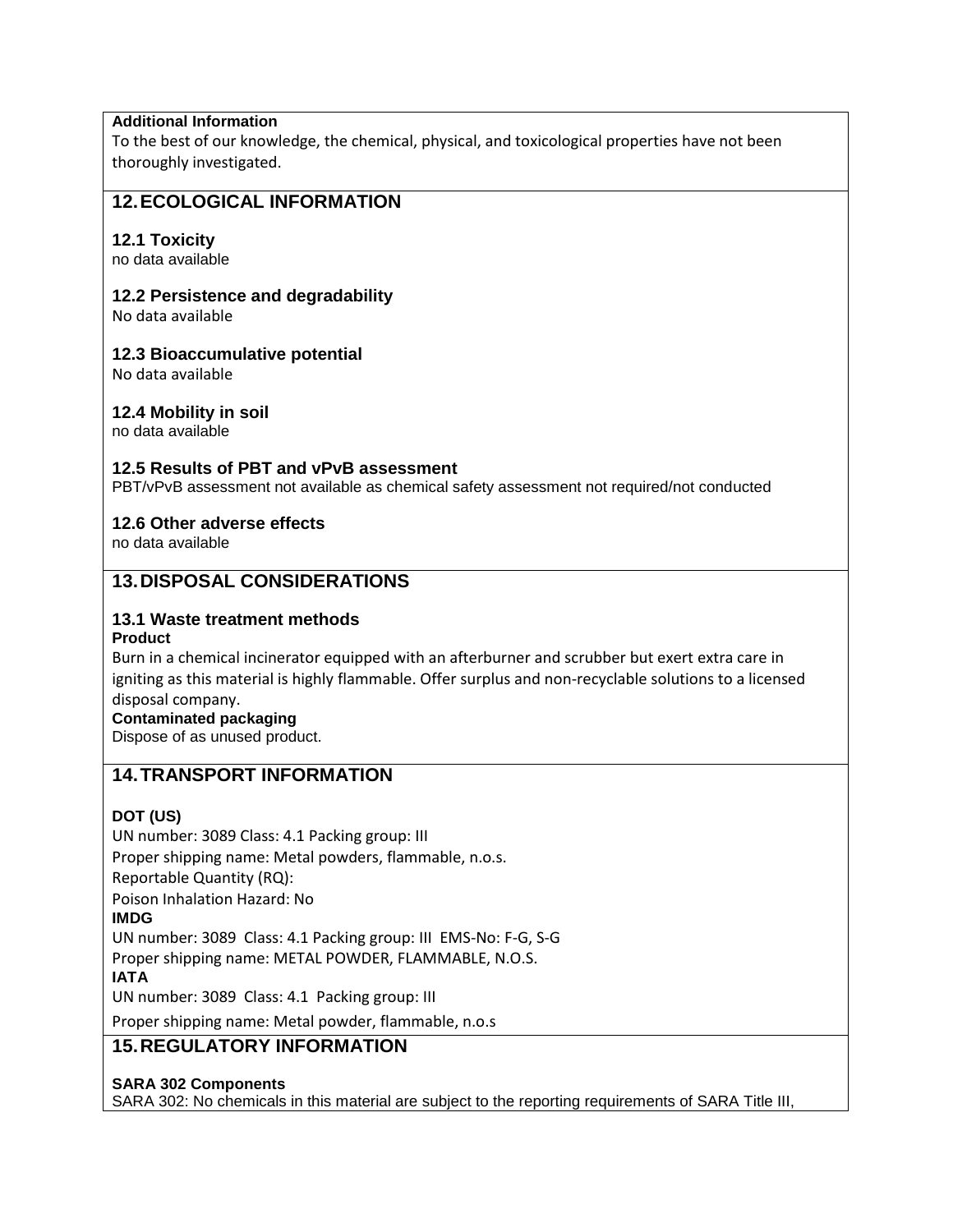**Additional Information**

To the best of our knowledge, the chemical, physical, and toxicological properties have not been thoroughly investigated.

## 12. ECOLOGICAL INFORMATION

### 12.1 Toxicity

no data available

### 12.2 Persistence and degradability

No data available

### 12.3 Bioaccumulative potential

No data available

### 12.4 Mobility in soil

no data available

### 12.5 Results of PBT and vPvB assessment

PBT/vPvB assessment not available as chemical safety assessment not required/not conducted

### 12.6 Other adverse effects

no data available

## 13. DISPOSAL CONSIDERATIONS

### 13.1 Waste treatment methods

**Product**

Burn in a chemical incinerator equipped with an afterburner and scrubber but exert extra care in igniting as this material is highly flammable. Offer surplus and non-recyclable solutions to a licensed disposal company.

**Contaminated packaging**

Dispose of as unused product.

## 14. TRANSPORT INFORMATION

**DOT (US)**

UN number: 3089 Class: 4.1 Packing group: III

Proper shipping name: Metal powders, flammable, n.o.s.

Reportable Quantity (RQ):

Poison Inhalation Hazard: No

**IMDG**

UN number: 3089 Class: 4.1 Packing group: III EMS-No: F-G, S-G

Proper shipping name: METAL POWDER, FLAMMABLE, N.O.S.

**IATA**

UN number: 3089 Class: 4.1 Packing group: III

Proper shipping name: Metal powder, flammable, n.o.s

## 15. REGULATORY INFORMATION

**SARA 302 Components**

SARA 302: No chemicals in this material are subject to the reporting requirements of SARA Title III,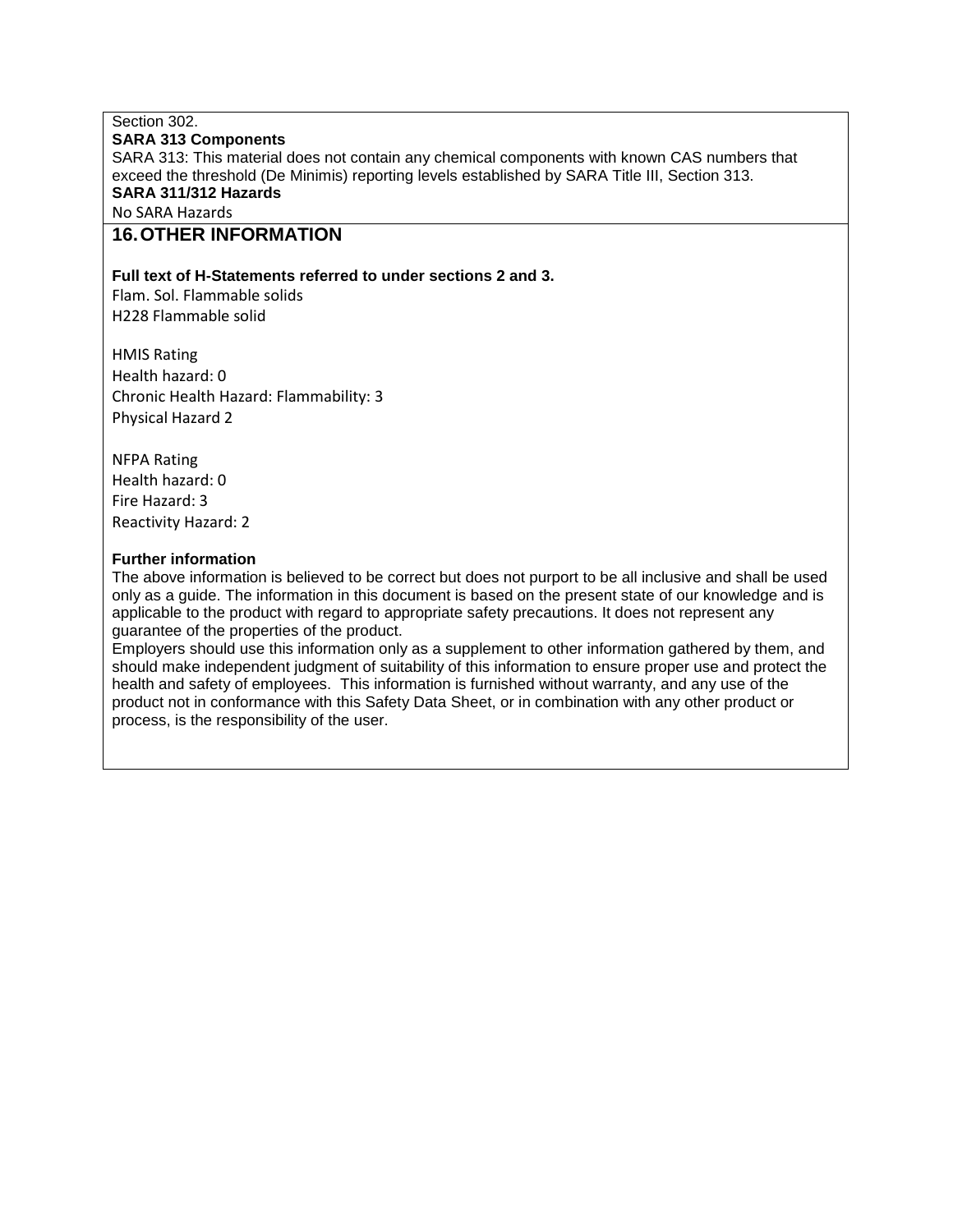Section 302.

**SARA 313 Components**

SARA 313: This material does not contain any chemical components with known CAS numbers that exceed the threshold (De Minimis) reporting levels established by SARA Title III, Section 313.

**SARA 311/312 Hazards**

No SARA Hazards

## 16. OTHER INFORMATION

**Full text of H-Statements referred to under sections 2 and 3.**

Flam. Sol. Flammable solids
H228 Flammable solid

HMIS Rating
Health hazard: 0
Chronic Health Hazard: Flammability: 3
Physical Hazard 2

NFPA Rating
Health hazard: 0
Fire Hazard: 3
Reactivity Hazard: 2

**Further information**

The above information is believed to be correct but does not purport to be all inclusive and shall be used only as a guide. The information in this document is based on the present state of our knowledge and is applicable to the product with regard to appropriate safety precautions. It does not represent any guarantee of the properties of the product.

Employers should use this information only as a supplement to other information gathered by them, and should make independent judgment of suitability of this information to ensure proper use and protect the health and safety of employees. This information is furnished without warranty, and any use of the product not in conformance with this Safety Data Sheet, or in combination with any other product or process, is the responsibility of the user.